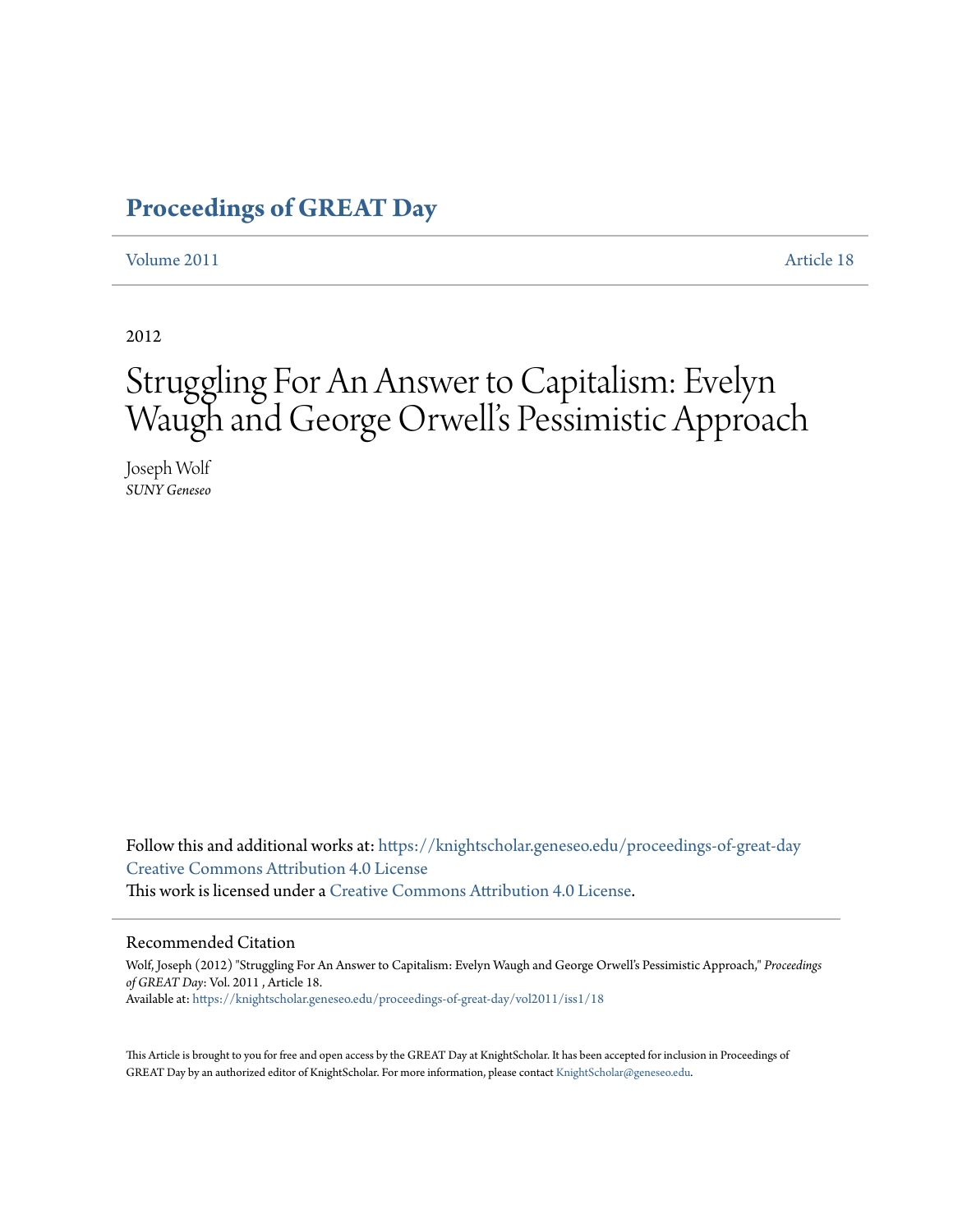# Proceedings of GREAT Day

Volume 2011 Article 18

2012

# Struggling For An Answer to Capitalism: Evelyn Waugh and George Orwell's Pessimistic Approach

Joseph Wolf
*SUNY Geneseo*

Follow this and additional works at: https://knightscholar.geneseo.edu/proceedings-of-great-day
Creative Commons Attribution 4.0 License
This work is licensed under a Creative Commons Attribution 4.0 License.

## Recommended Citation

Wolf, Joseph (2012) "Struggling For An Answer to Capitalism: Evelyn Waugh and George Orwell's Pessimistic Approach," *Proceedings of GREAT Day*: Vol. 2011 , Article 18.
Available at: https://knightscholar.geneseo.edu/proceedings-of-great-day/vol2011/iss1/18

This Article is brought to you for free and open access by the GREAT Day at KnightScholar. It has been accepted for inclusion in Proceedings of GREAT Day by an authorized editor of KnightScholar. For more information, please contact KnightScholar@geneseo.edu.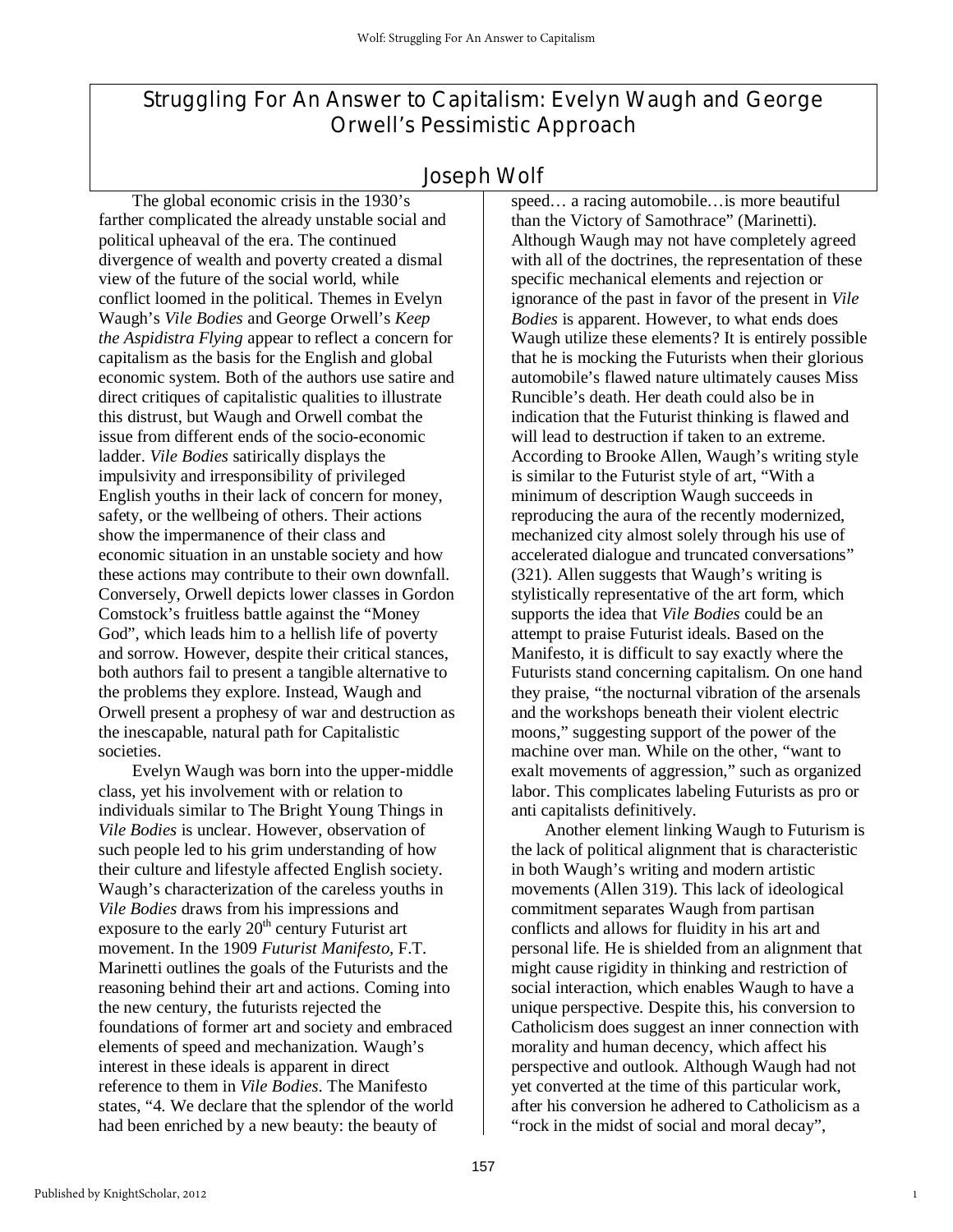# Struggling For An Answer to Capitalism: Evelyn Waugh and George Orwell's Pessimistic Approach

## Joseph Wolf

The global economic crisis in the 1930's farther complicated the already unstable social and political upheaval of the era. The continued divergence of wealth and poverty created a dismal view of the future of the social world, while conflict loomed in the political. Themes in Evelyn Waugh's *Vile Bodies* and George Orwell's *Keep the Aspidistra Flying* appear to reflect a concern for capitalism as the basis for the English and global economic system. Both of the authors use satire and direct critiques of capitalistic qualities to illustrate this distrust, but Waugh and Orwell combat the issue from different ends of the socio-economic ladder. *Vile Bodies* satirically displays the impulsivity and irresponsibility of privileged English youths in their lack of concern for money, safety, or the wellbeing of others. Their actions show the impermanence of their class and economic situation in an unstable society and how these actions may contribute to their own downfall. Conversely, Orwell depicts lower classes in Gordon Comstock's fruitless battle against the "Money God", which leads him to a hellish life of poverty and sorrow. However, despite their critical stances, both authors fail to present a tangible alternative to the problems they explore. Instead, Waugh and Orwell present a prophesy of war and destruction as the inescapable, natural path for Capitalistic societies.

Evelyn Waugh was born into the upper-middle class, yet his involvement with or relation to individuals similar to The Bright Young Things in *Vile Bodies* is unclear. However, observation of such people led to his grim understanding of how their culture and lifestyle affected English society. Waugh's characterization of the careless youths in *Vile Bodies* draws from his impressions and exposure to the early 20th century Futurist art movement. In the 1909 *Futurist Manifesto*, F.T. Marinetti outlines the goals of the Futurists and the reasoning behind their art and actions. Coming into the new century, the futurists rejected the foundations of former art and society and embraced elements of speed and mechanization. Waugh's interest in these ideals is apparent in direct reference to them in *Vile Bodies*. The Manifesto states, "4. We declare that the splendor of the world had been enriched by a new beauty: the beauty of speed… a racing automobile…is more beautiful than the Victory of Samothrace" (Marinetti). Although Waugh may not have completely agreed with all of the doctrines, the representation of these specific mechanical elements and rejection or ignorance of the past in favor of the present in *Vile Bodies* is apparent. However, to what ends does Waugh utilize these elements? It is entirely possible that he is mocking the Futurists when their glorious automobile's flawed nature ultimately causes Miss Runcible's death. Her death could also be in indication that the Futurist thinking is flawed and will lead to destruction if taken to an extreme. According to Brooke Allen, Waugh's writing style is similar to the Futurist style of art, "With a minimum of description Waugh succeeds in reproducing the aura of the recently modernized, mechanized city almost solely through his use of accelerated dialogue and truncated conversations" (321). Allen suggests that Waugh's writing is stylistically representative of the art form, which supports the idea that *Vile Bodies* could be an attempt to praise Futurist ideals. Based on the Manifesto, it is difficult to say exactly where the Futurists stand concerning capitalism. On one hand they praise, "the nocturnal vibration of the arsenals and the workshops beneath their violent electric moons," suggesting support of the power of the machine over man. While on the other, "want to exalt movements of aggression," such as organized labor. This complicates labeling Futurists as pro or anti capitalists definitively.

Another element linking Waugh to Futurism is the lack of political alignment that is characteristic in both Waugh's writing and modern artistic movements (Allen 319). This lack of ideological commitment separates Waugh from partisan conflicts and allows for fluidity in his art and personal life. He is shielded from an alignment that might cause rigidity in thinking and restriction of social interaction, which enables Waugh to have a unique perspective. Despite this, his conversion to Catholicism does suggest an inner connection with morality and human decency, which affect his perspective and outlook. Although Waugh had not yet converted at the time of this particular work, after his conversion he adhered to Catholicism as a "rock in the midst of social and moral decay",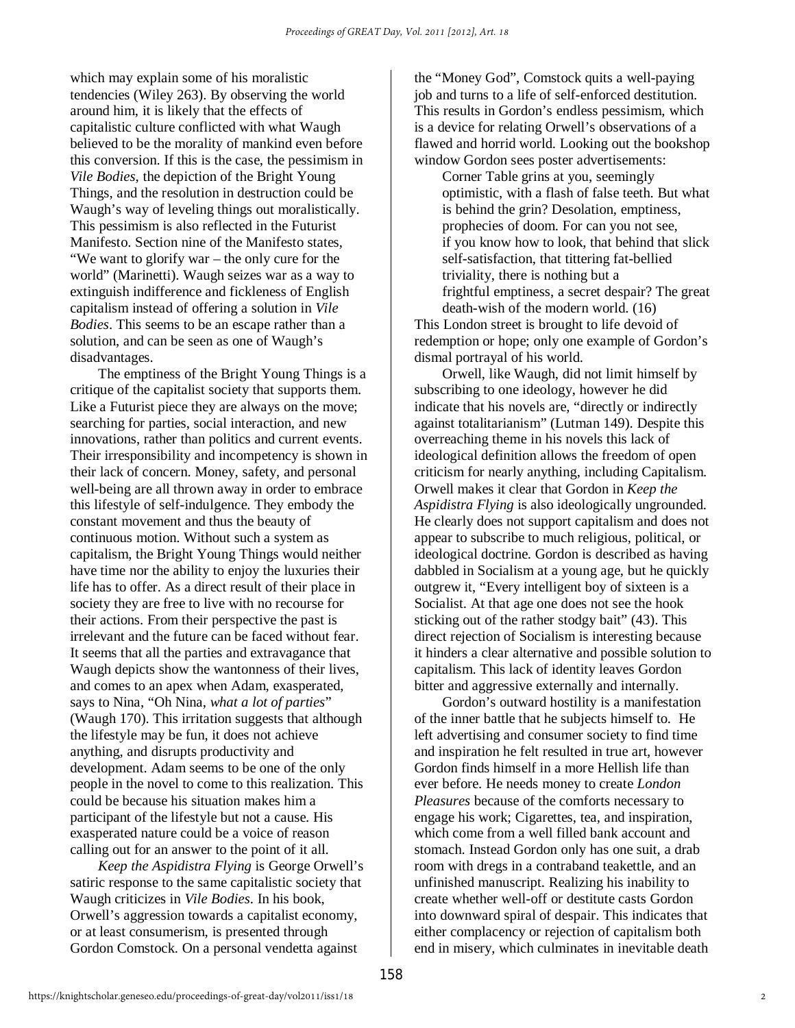which may explain some of his moralistic tendencies (Wiley 263). By observing the world around him, it is likely that the effects of capitalistic culture conflicted with what Waugh believed to be the morality of mankind even before this conversion. If this is the case, the pessimism in *Vile Bodies*, the depiction of the Bright Young Things, and the resolution in destruction could be Waugh's way of leveling things out moralistically. This pessimism is also reflected in the Futurist Manifesto. Section nine of the Manifesto states, "We want to glorify war – the only cure for the world" (Marinetti). Waugh seizes war as a way to extinguish indifference and fickleness of English capitalism instead of offering a solution in *Vile Bodies*. This seems to be an escape rather than a solution, and can be seen as one of Waugh's disadvantages.

The emptiness of the Bright Young Things is a critique of the capitalist society that supports them. Like a Futurist piece they are always on the move; searching for parties, social interaction, and new innovations, rather than politics and current events. Their irresponsibility and incompetency is shown in their lack of concern. Money, safety, and personal well-being are all thrown away in order to embrace this lifestyle of self-indulgence. They embody the constant movement and thus the beauty of continuous motion. Without such a system as capitalism, the Bright Young Things would neither have time nor the ability to enjoy the luxuries their life has to offer. As a direct result of their place in society they are free to live with no recourse for their actions. From their perspective the past is irrelevant and the future can be faced without fear. It seems that all the parties and extravagance that Waugh depicts show the wantonness of their lives, and comes to an apex when Adam, exasperated, says to Nina, "Oh Nina, *what a lot of parties*" (Waugh 170). This irritation suggests that although the lifestyle may be fun, it does not achieve anything, and disrupts productivity and development. Adam seems to be one of the only people in the novel to come to this realization. This could be because his situation makes him a participant of the lifestyle but not a cause. His exasperated nature could be a voice of reason calling out for an answer to the point of it all.

*Keep the Aspidistra Flying* is George Orwell's satiric response to the same capitalistic society that Waugh criticizes in *Vile Bodies*. In his book, Orwell's aggression towards a capitalist economy, or at least consumerism, is presented through Gordon Comstock. On a personal vendetta against the "Money God", Comstock quits a well-paying job and turns to a life of self-enforced destitution. This results in Gordon's endless pessimism, which is a device for relating Orwell's observations of a flawed and horrid world. Looking out the bookshop window Gordon sees poster advertisements:

> Corner Table grins at you, seemingly optimistic, with a flash of false teeth. But what is behind the grin? Desolation, emptiness, prophecies of doom. For can you not see, if you know how to look, that behind that slick self-satisfaction, that tittering fat-bellied triviality, there is nothing but a frightful emptiness, a secret despair? The great death-wish of the modern world. (16)

This London street is brought to life devoid of redemption or hope; only one example of Gordon's dismal portrayal of his world.

Orwell, like Waugh, did not limit himself by subscribing to one ideology, however he did indicate that his novels are, "directly or indirectly against totalitarianism" (Lutman 149). Despite this overreaching theme in his novels this lack of ideological definition allows the freedom of open criticism for nearly anything, including Capitalism. Orwell makes it clear that Gordon in *Keep the Aspidistra Flying* is also ideologically ungrounded. He clearly does not support capitalism and does not appear to subscribe to much religious, political, or ideological doctrine. Gordon is described as having dabbled in Socialism at a young age, but he quickly outgrew it, "Every intelligent boy of sixteen is a Socialist. At that age one does not see the hook sticking out of the rather stodgy bait" (43). This direct rejection of Socialism is interesting because it hinders a clear alternative and possible solution to capitalism. This lack of identity leaves Gordon bitter and aggressive externally and internally.

Gordon's outward hostility is a manifestation of the inner battle that he subjects himself to. He left advertising and consumer society to find time and inspiration he felt resulted in true art, however Gordon finds himself in a more Hellish life than ever before. He needs money to create *London Pleasures* because of the comforts necessary to engage his work; Cigarettes, tea, and inspiration, which come from a well filled bank account and stomach. Instead Gordon only has one suit, a drab room with dregs in a contraband teakettle, and an unfinished manuscript. Realizing his inability to create whether well-off or destitute casts Gordon into downward spiral of despair. This indicates that either complacency or rejection of capitalism both end in misery, which culminates in inevitable death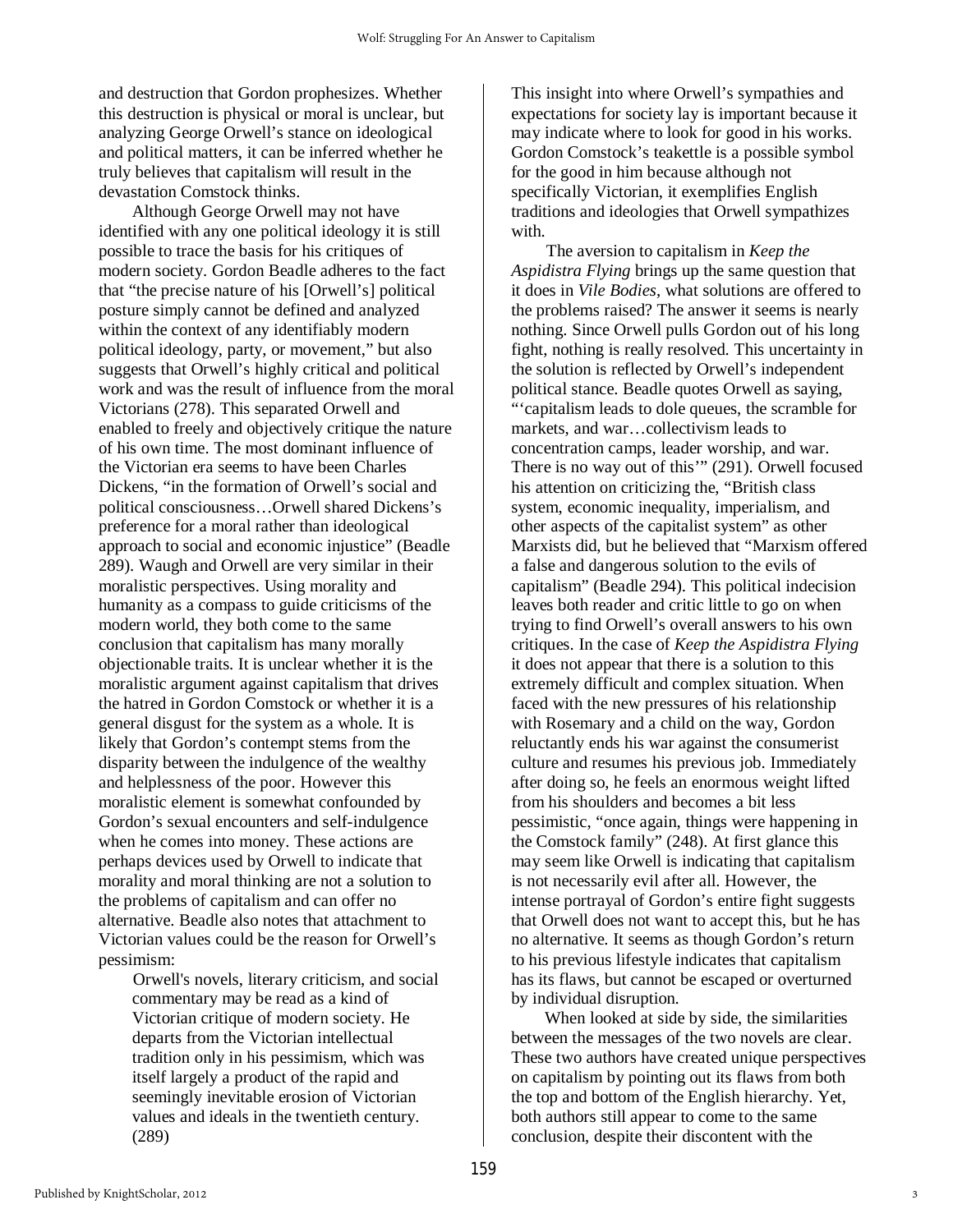and destruction that Gordon prophesizes. Whether this destruction is physical or moral is unclear, but analyzing George Orwell's stance on ideological and political matters, it can be inferred whether he truly believes that capitalism will result in the devastation Comstock thinks.

Although George Orwell may not have identified with any one political ideology it is still possible to trace the basis for his critiques of modern society. Gordon Beadle adheres to the fact that "the precise nature of his [Orwell's] political posture simply cannot be defined and analyzed within the context of any identifiably modern political ideology, party, or movement," but also suggests that Orwell's highly critical and political work and was the result of influence from the moral Victorians (278). This separated Orwell and enabled to freely and objectively critique the nature of his own time. The most dominant influence of the Victorian era seems to have been Charles Dickens, "in the formation of Orwell's social and political consciousness…Orwell shared Dickens's preference for a moral rather than ideological approach to social and economic injustice" (Beadle 289). Waugh and Orwell are very similar in their moralistic perspectives. Using morality and humanity as a compass to guide criticisms of the modern world, they both come to the same conclusion that capitalism has many morally objectionable traits. It is unclear whether it is the moralistic argument against capitalism that drives the hatred in Gordon Comstock or whether it is a general disgust for the system as a whole. It is likely that Gordon's contempt stems from the disparity between the indulgence of the wealthy and helplessness of the poor. However this moralistic element is somewhat confounded by Gordon's sexual encounters and self-indulgence when he comes into money. These actions are perhaps devices used by Orwell to indicate that morality and moral thinking are not a solution to the problems of capitalism and can offer no alternative. Beadle also notes that attachment to Victorian values could be the reason for Orwell's pessimism:

> Orwell's novels, literary criticism, and social commentary may be read as a kind of Victorian critique of modern society. He departs from the Victorian intellectual tradition only in his pessimism, which was itself largely a product of the rapid and seemingly inevitable erosion of Victorian values and ideals in the twentieth century. (289)

This insight into where Orwell's sympathies and expectations for society lay is important because it may indicate where to look for good in his works. Gordon Comstock's teakettle is a possible symbol for the good in him because although not specifically Victorian, it exemplifies English traditions and ideologies that Orwell sympathizes with.

The aversion to capitalism in *Keep the Aspidistra Flying* brings up the same question that it does in *Vile Bodies*, what solutions are offered to the problems raised? The answer it seems is nearly nothing. Since Orwell pulls Gordon out of his long fight, nothing is really resolved. This uncertainty in the solution is reflected by Orwell's independent political stance. Beadle quotes Orwell as saying, "'capitalism leads to dole queues, the scramble for markets, and war…collectivism leads to concentration camps, leader worship, and war. There is no way out of this'" (291). Orwell focused his attention on criticizing the, "British class system, economic inequality, imperialism, and other aspects of the capitalist system" as other Marxists did, but he believed that "Marxism offered a false and dangerous solution to the evils of capitalism" (Beadle 294). This political indecision leaves both reader and critic little to go on when trying to find Orwell's overall answers to his own critiques. In the case of *Keep the Aspidistra Flying* it does not appear that there is a solution to this extremely difficult and complex situation. When faced with the new pressures of his relationship with Rosemary and a child on the way, Gordon reluctantly ends his war against the consumerist culture and resumes his previous job. Immediately after doing so, he feels an enormous weight lifted from his shoulders and becomes a bit less pessimistic, "once again, things were happening in the Comstock family" (248). At first glance this may seem like Orwell is indicating that capitalism is not necessarily evil after all. However, the intense portrayal of Gordon's entire fight suggests that Orwell does not want to accept this, but he has no alternative. It seems as though Gordon's return to his previous lifestyle indicates that capitalism has its flaws, but cannot be escaped or overturned by individual disruption.

When looked at side by side, the similarities between the messages of the two novels are clear. These two authors have created unique perspectives on capitalism by pointing out its flaws from both the top and bottom of the English hierarchy. Yet, both authors still appear to come to the same conclusion, despite their discontent with the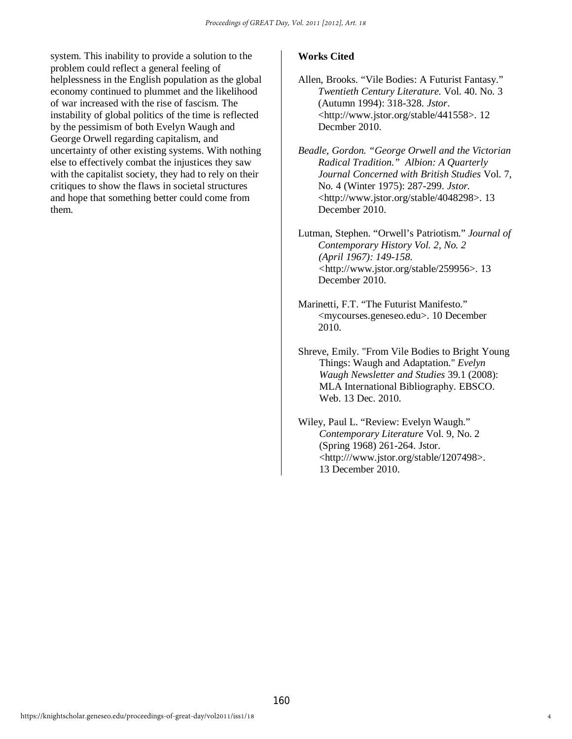system. This inability to provide a solution to the problem could reflect a general feeling of helplessness in the English population as the global economy continued to plummet and the likelihood of war increased with the rise of fascism. The instability of global politics of the time is reflected by the pessimism of both Evelyn Waugh and George Orwell regarding capitalism, and uncertainty of other existing systems. With nothing else to effectively combat the injustices they saw with the capitalist society, they had to rely on their critiques to show the flaws in societal structures and hope that something better could come from them.

**Works Cited**

Allen, Brooks. "Vile Bodies: A Futurist Fantasy." *Twentieth Century Literature.* Vol. 40. No. 3 (Autumn 1994): 318-328. *Jstor*. <http://www.jstor.org/stable/441558>. 12 Decmber 2010.

*Beadle, Gordon. "George Orwell and the Victorian Radical Tradition." Albion: A Quarterly Journal Concerned with British Studies* Vol. 7, No. 4 (Winter 1975): 287-299. *Jstor.* <http://www.jstor.org/stable/4048298>. 13 December 2010.

Lutman, Stephen. "Orwell's Patriotism." *Journal of Contemporary History Vol. 2, No. 2 (April 1967): 149-158.* <http://www.jstor.org/stable/259956>. 13 December 2010.

Marinetti, F.T. "The Futurist Manifesto." <mycourses.geneseo.edu>. 10 December 2010.

Shreve, Emily. "From Vile Bodies to Bright Young Things: Waugh and Adaptation." *Evelyn Waugh Newsletter and Studies* 39.1 (2008): MLA International Bibliography. EBSCO. Web. 13 Dec. 2010.

Wiley, Paul L. "Review: Evelyn Waugh." *Contemporary Literature* Vol. 9, No. 2 (Spring 1968) 261-264. Jstor. <http:///www.jstor.org/stable/1207498>. 13 December 2010.